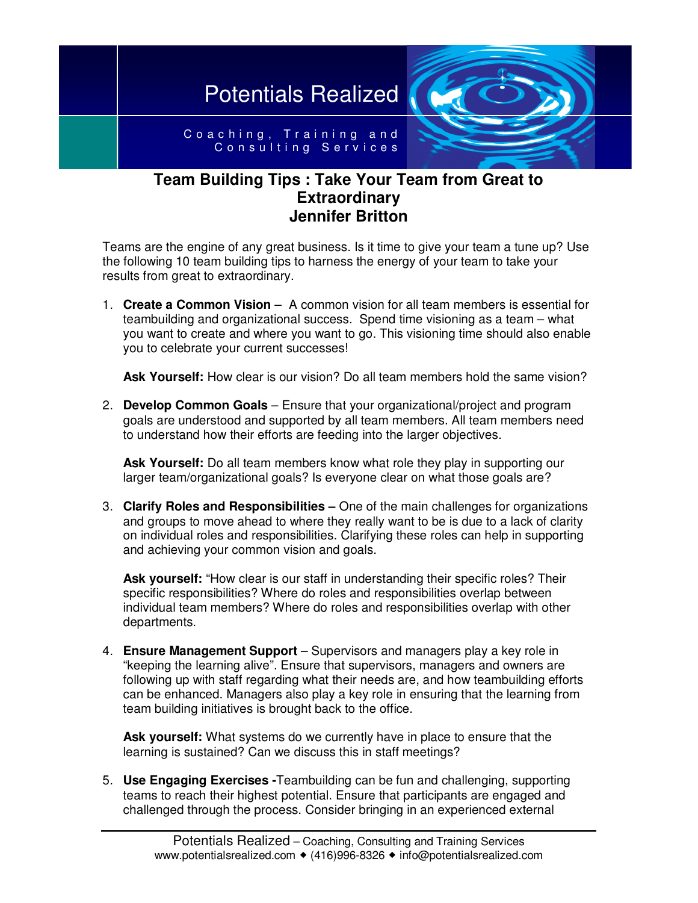Potentials Realized

Coaching, Training and Consulting Services

# Team Building Tips : Take Your Team from Great to Extraordinary
## Jennifer Britton

Teams are the engine of any great business. Is it time to give your team a tune up? Use the following 10 team building tips to harness the energy of your team to take your results from great to extraordinary.

1. **Create a Common Vision** – A common vision for all team members is essential for teambuilding and organizational success. Spend time visioning as a team – what you want to create and where you want to go. This visioning time should also enable you to celebrate your current successes!

   **Ask Yourself:** How clear is our vision? Do all team members hold the same vision?

2. **Develop Common Goals** – Ensure that your organizational/project and program goals are understood and supported by all team members. All team members need to understand how their efforts are feeding into the larger objectives.

   **Ask Yourself:** Do all team members know what role they play in supporting our larger team/organizational goals? Is everyone clear on what those goals are?

3. **Clarify Roles and Responsibilities –** One of the main challenges for organizations and groups to move ahead to where they really want to be is due to a lack of clarity on individual roles and responsibilities. Clarifying these roles can help in supporting and achieving your common vision and goals.

   **Ask yourself:** "How clear is our staff in understanding their specific roles? Their specific responsibilities? Where do roles and responsibilities overlap between individual team members? Where do roles and responsibilities overlap with other departments.

4. **Ensure Management Support** – Supervisors and managers play a key role in "keeping the learning alive". Ensure that supervisors, managers and owners are following up with staff regarding what their needs are, and how teambuilding efforts can be enhanced. Managers also play a key role in ensuring that the learning from team building initiatives is brought back to the office.

   **Ask yourself:** What systems do we currently have in place to ensure that the learning is sustained? Can we discuss this in staff meetings?

5. **Use Engaging Exercises -**Teambuilding can be fun and challenging, supporting teams to reach their highest potential. Ensure that participants are engaged and challenged through the process. Consider bringing in an experienced external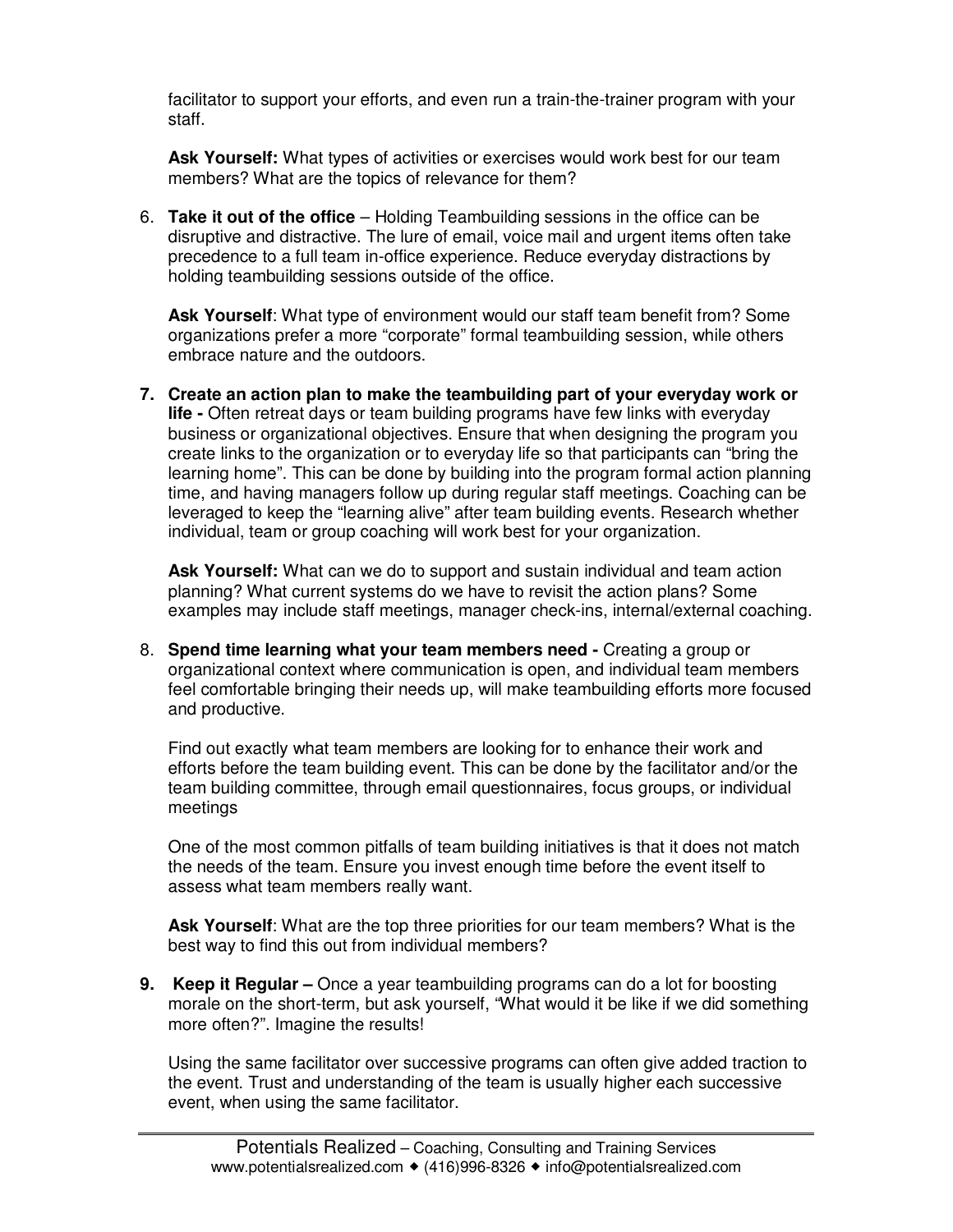facilitator to support your efforts, and even run a train-the-trainer program with your staff.

**Ask Yourself:** What types of activities or exercises would work best for our team members? What are the topics of relevance for them?

6. **Take it out of the office** – Holding Teambuilding sessions in the office can be disruptive and distractive. The lure of email, voice mail and urgent items often take precedence to a full team in-office experience. Reduce everyday distractions by holding teambuilding sessions outside of the office.

   **Ask Yourself**: What type of environment would our staff team benefit from? Some organizations prefer a more "corporate" formal teambuilding session, while others embrace nature and the outdoors.

7. **Create an action plan to make the teambuilding part of your everyday work or life -** Often retreat days or team building programs have few links with everyday business or organizational objectives. Ensure that when designing the program you create links to the organization or to everyday life so that participants can "bring the learning home". This can be done by building into the program formal action planning time, and having managers follow up during regular staff meetings. Coaching can be leveraged to keep the "learning alive" after team building events. Research whether individual, team or group coaching will work best for your organization.

   **Ask Yourself:** What can we do to support and sustain individual and team action planning? What current systems do we have to revisit the action plans? Some examples may include staff meetings, manager check-ins, internal/external coaching.

8. **Spend time learning what your team members need -** Creating a group or organizational context where communication is open, and individual team members feel comfortable bringing their needs up, will make teambuilding efforts more focused and productive.

   Find out exactly what team members are looking for to enhance their work and efforts before the team building event. This can be done by the facilitator and/or the team building committee, through email questionnaires, focus groups, or individual meetings

   One of the most common pitfalls of team building initiatives is that it does not match the needs of the team. Ensure you invest enough time before the event itself to assess what team members really want.

   **Ask Yourself**: What are the top three priorities for our team members? What is the best way to find this out from individual members?

9. **Keep it Regular –** Once a year teambuilding programs can do a lot for boosting morale on the short-term, but ask yourself, "What would it be like if we did something more often?". Imagine the results!

   Using the same facilitator over successive programs can often give added traction to the event. Trust and understanding of the team is usually higher each successive event, when using the same facilitator.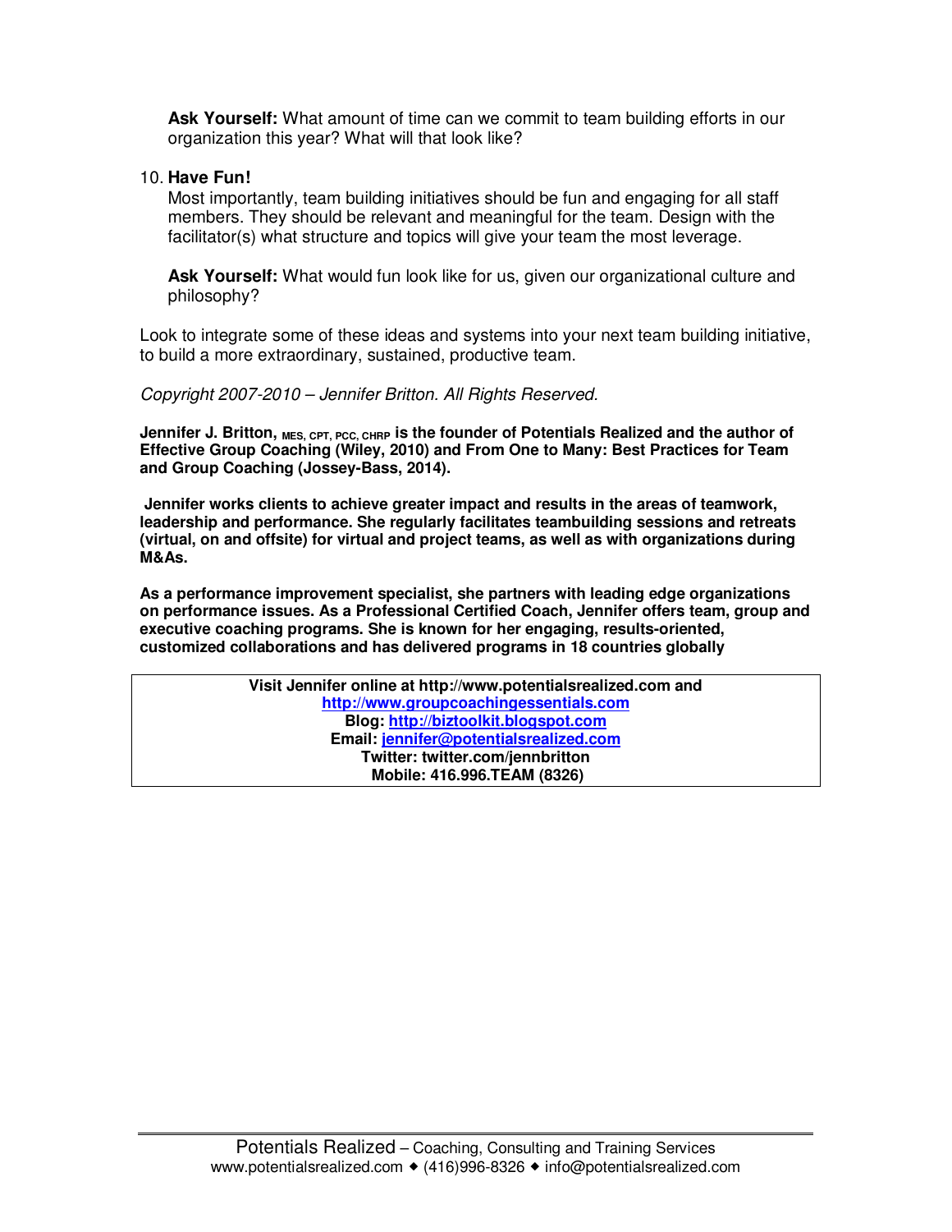**Ask Yourself:** What amount of time can we commit to team building efforts in our organization this year? What will that look like?

10. **Have Fun!**

    Most importantly, team building initiatives should be fun and engaging for all staff members. They should be relevant and meaningful for the team. Design with the facilitator(s) what structure and topics will give your team the most leverage.

    **Ask Yourself:** What would fun look like for us, given our organizational culture and philosophy?

Look to integrate some of these ideas and systems into your next team building initiative, to build a more extraordinary, sustained, productive team.

*Copyright 2007-2010 – Jennifer Britton. All Rights Reserved.*

**Jennifer J. Britton, $_{\text{MES, CPT, PCC, CHRP}}$ is the founder of Potentials Realized and the author of Effective Group Coaching (Wiley, 2010) and From One to Many: Best Practices for Team and Group Coaching (Jossey-Bass, 2014).**

**Jennifer works clients to achieve greater impact and results in the areas of teamwork, leadership and performance. She regularly facilitates teambuilding sessions and retreats (virtual, on and offsite) for virtual and project teams, as well as with organizations during M&As.**

**As a performance improvement specialist, she partners with leading edge organizations on performance issues. As a Professional Certified Coach, Jennifer offers team, group and executive coaching programs. She is known for her engaging, results-oriented, customized collaborations and has delivered programs in 18 countries globally**

**Visit Jennifer online at http://www.potentialsrealized.com and**
**http://www.groupcoachingessentials.com**
**Blog: http://biztoolkit.blogspot.com**
**Email: jennifer@potentialsrealized.com**
**Twitter: twitter.com/jennbritton**
**Mobile: 416.996.TEAM (8326)**